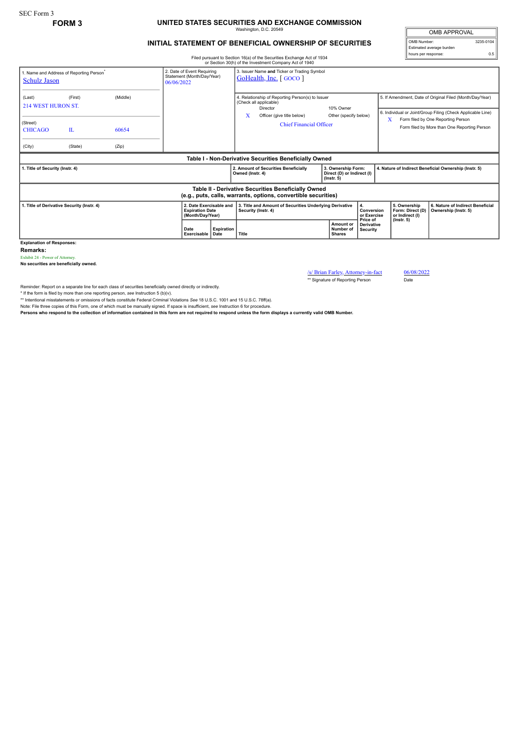SEC Form 3

**FORM 3**

# UNITED STATES SECURITIES AND EXCHANGE COMMISSION

Washington, D.C. 20549

## INITIAL STATEMENT OF BENEFICIAL OWNERSHIP OF SECURITIES

Filed pursuant to Section 16(a) of the Securities Exchange Act of 1934 or Section 30(h) of the Investment Company Act of 1940

| OMB APPROVAL | |
|---|---|
| OMB Number: | 3235-0104 |
| Estimated average burden | |
| hours per response: | 0.5 |

| 1. Name and Address of Reporting Person* | 2. Date of Event Requiring Statement (Month/Day/Year) | 3. Issuer Name and Ticker or Trading Symbol |
|---|---|---|
| Schulz Jason | 06/06/2022 | GoHealth, Inc. [ GOCO ] |
| (Last) (First) (Middle) 214 WEST HURON ST. | | 4. Relationship of Reporting Person(s) to Issuer (Check all applicable) Director; 10% Owner; X Officer (give title below); Other (specify below) — Chief Financial Officer |
| (Street) CHICAGO IL 60654 | | 5. If Amendment, Date of Original Filed (Month/Day/Year) |
| (City) (State) (Zip) | | 6. Individual or Joint/Group Filing (Check Applicable Line) X Form filed by One Reporting Person; Form filed by More than One Reporting Person |

### Table I - Non-Derivative Securities Beneficially Owned

| 1. Title of Security (Instr. 4) | 2. Amount of Securities Beneficially Owned (Instr. 4) | 3. Ownership Form: Direct (D) or Indirect (I) (Instr. 5) | 4. Nature of Indirect Beneficial Ownership (Instr. 5) |
|---|---|---|---|

### Table II - Derivative Securities Beneficially Owned (e.g., puts, calls, warrants, options, convertible securities)

| 1. Title of Derivative Security (Instr. 4) | 2. Date Exercisable and Expiration Date (Month/Day/Year) | | 3. Title and Amount of Securities Underlying Derivative Security (Instr. 4) | | 4. Conversion or Exercise Price of Derivative Security | 5. Ownership Form: Direct (D) or Indirect (I) (Instr. 5) | 6. Nature of Indirect Beneficial Ownership (Instr. 5) |
|---|---|---|---|---|---|---|---|
| | Date Exercisable | Expiration Date | Title | Amount or Number of Shares | | | |

**Explanation of Responses:**

**Remarks:**

Exhibit 24 - Power of Attorney.

**No securities are beneficially owned.**

/s/ Brian Farley, Attorney-in-fact — 06/08/2022

** Signature of Reporting Person — Date

Reminder: Report on a separate line for each class of securities beneficially owned directly or indirectly.

* If the form is filed by more than one reporting person, *see* Instruction 5 (b)(v).

** Intentional misstatements or omissions of facts constitute Federal Criminal Violations *See* 18 U.S.C. 1001 and 15 U.S.C. 78ff(a).

Note: File three copies of this Form, one of which must be manually signed. If space is insufficient, *see* Instruction 6 for procedure.

**Persons who respond to the collection of information contained in this form are not required to respond unless the form displays a currently valid OMB Number.**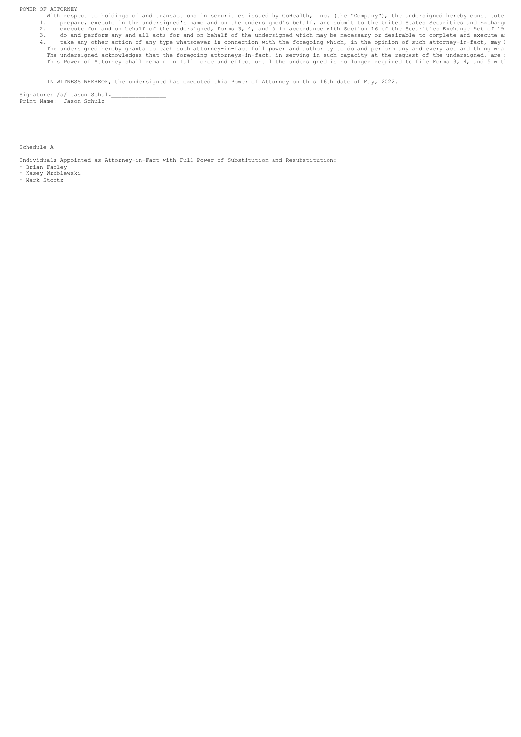POWER OF ATTORNEY

With respect to holdings of and transactions in securities issued by GoHealth, Inc. (the "Company"), the undersigned hereby constitute

1. prepare, execute in the undersigned's name and on the undersigned's behalf, and submit to the United States Securities and Exchang
2. execute for and on behalf of the undersigned, Forms 3, 4, and 5 in accordance with Section 16 of the Securities Exchange Act of 19
3. do and perform any and all acts for and on behalf of the undersigned which may be necessary or desirable to complete and execute a
4. take any other action of any type whatsoever in connection with the foregoing which, in the opinion of such attorney-in-fact, may b

The undersigned hereby grants to each such attorney-in-fact full power and authority to do and perform any and every act and thing wha

The undersigned acknowledges that the foregoing attorneys-in-fact, in serving in such capacity at the request of the undersigned, are

This Power of Attorney shall remain in full force and effect until the undersigned is no longer required to file Forms 3, 4, and 5 wit

IN WITNESS WHEREOF, the undersigned has executed this Power of Attorney on this 16th date of May, 2022.

Signature: /s/ Jason Schulz_______________
Print Name: Jason Schulz

Schedule A

Individuals Appointed as Attorney-in-Fact with Full Power of Substitution and Resubstitution:

* Brian Farley
* Kasey Wroblewski
* Mark Stortz